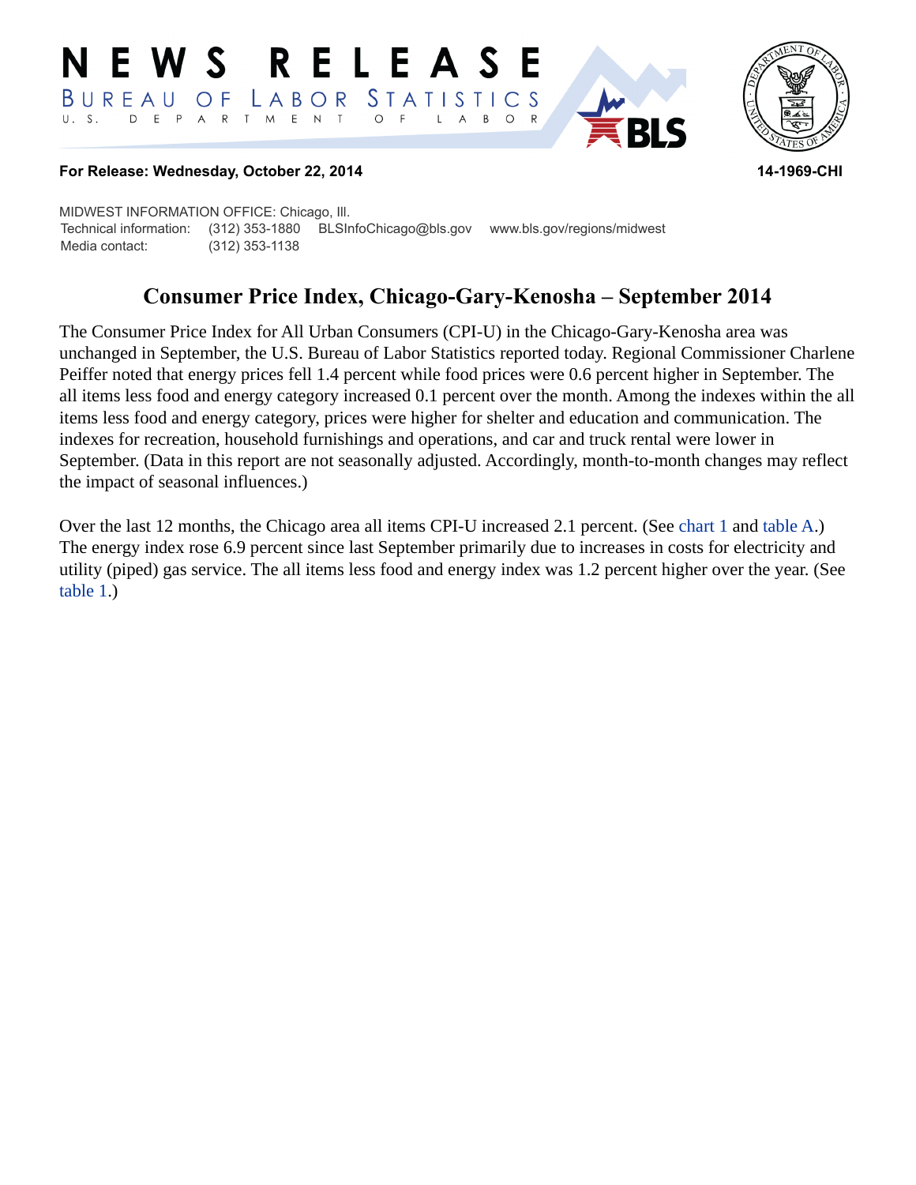# NEWS RELEASE

**BUREAU OF LABOR STATISTICS**

U. S. DEPARTMENT OF LABOR

**For Release: Wednesday, October 22, 2014** **14-1969-CHI**

MIDWEST INFORMATION OFFICE: Chicago, Ill.
Technical information: (312) 353-1880 BLSInfoChicago@bls.gov www.bls.gov/regions/midwest
Media contact: (312) 353-1138

## Consumer Price Index, Chicago-Gary-Kenosha – September 2014

The Consumer Price Index for All Urban Consumers (CPI-U) in the Chicago-Gary-Kenosha area was unchanged in September, the U.S. Bureau of Labor Statistics reported today. Regional Commissioner Charlene Peiffer noted that energy prices fell 1.4 percent while food prices were 0.6 percent higher in September. The all items less food and energy category increased 0.1 percent over the month. Among the indexes within the all items less food and energy category, prices were higher for shelter and education and communication. The indexes for recreation, household furnishings and operations, and car and truck rental were lower in September. (Data in this report are not seasonally adjusted. Accordingly, month-to-month changes may reflect the impact of seasonal influences.)

Over the last 12 months, the Chicago area all items CPI-U increased 2.1 percent. (See chart 1 and table A.) The energy index rose 6.9 percent since last September primarily due to increases in costs for electricity and utility (piped) gas service. The all items less food and energy index was 1.2 percent higher over the year. (See table 1.)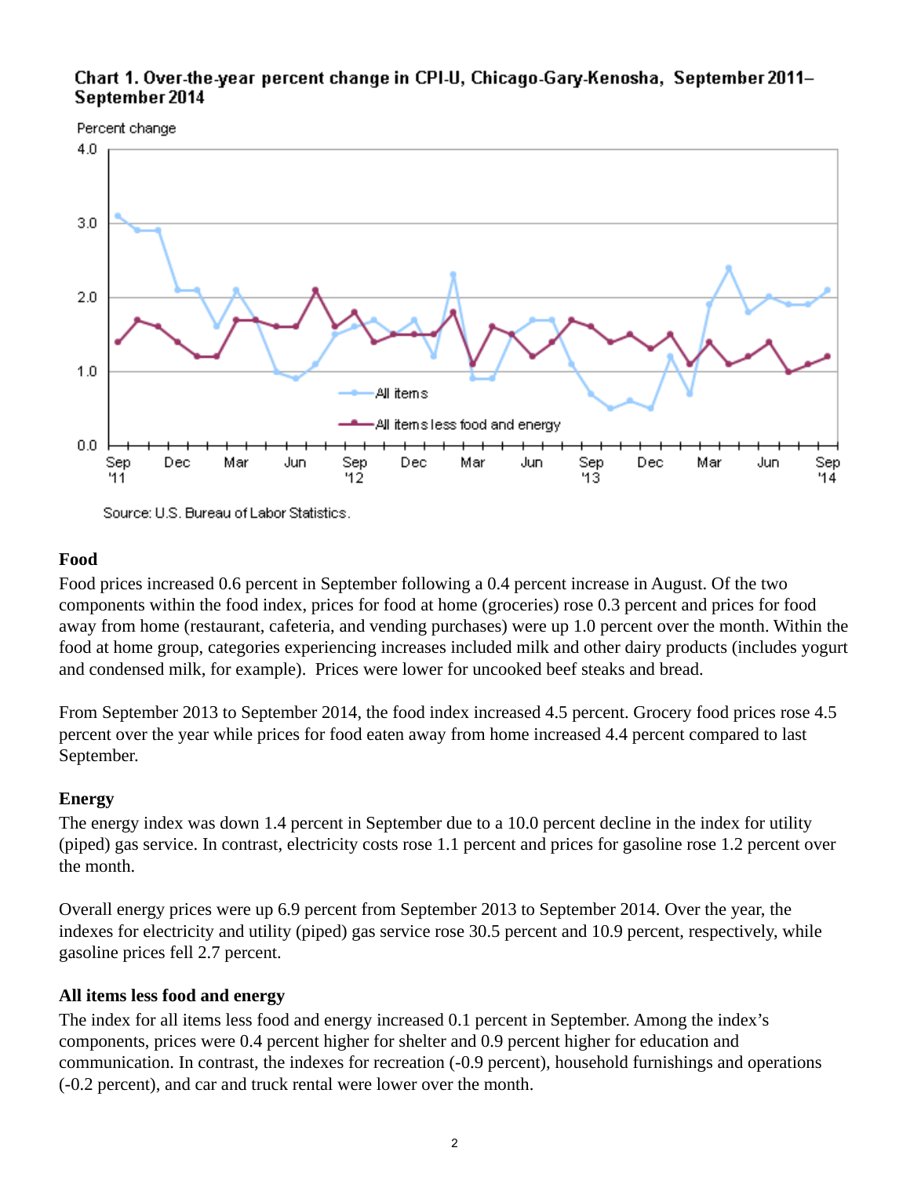**Chart 1. Over-the-year percent change in CPI-U, Chicago-Gary-Kenosha, September 2011–September 2014**

Source: U.S. Bureau of Labor Statistics.

### Food

Food prices increased 0.6 percent in September following a 0.4 percent increase in August. Of the two components within the food index, prices for food at home (groceries) rose 0.3 percent and prices for food away from home (restaurant, cafeteria, and vending purchases) were up 1.0 percent over the month. Within the food at home group, categories experiencing increases included milk and other dairy products (includes yogurt and condensed milk, for example). Prices were lower for uncooked beef steaks and bread.

From September 2013 to September 2014, the food index increased 4.5 percent. Grocery food prices rose 4.5 percent over the year while prices for food eaten away from home increased 4.4 percent compared to last September.

### Energy

The energy index was down 1.4 percent in September due to a 10.0 percent decline in the index for utility (piped) gas service. In contrast, electricity costs rose 1.1 percent and prices for gasoline rose 1.2 percent over the month.

Overall energy prices were up 6.9 percent from September 2013 to September 2014. Over the year, the indexes for electricity and utility (piped) gas service rose 30.5 percent and 10.9 percent, respectively, while gasoline prices fell 2.7 percent.

### All items less food and energy

The index for all items less food and energy increased 0.1 percent in September. Among the index's components, prices were 0.4 percent higher for shelter and 0.9 percent higher for education and communication. In contrast, the indexes for recreation (-0.9 percent), household furnishings and operations (-0.2 percent), and car and truck rental were lower over the month.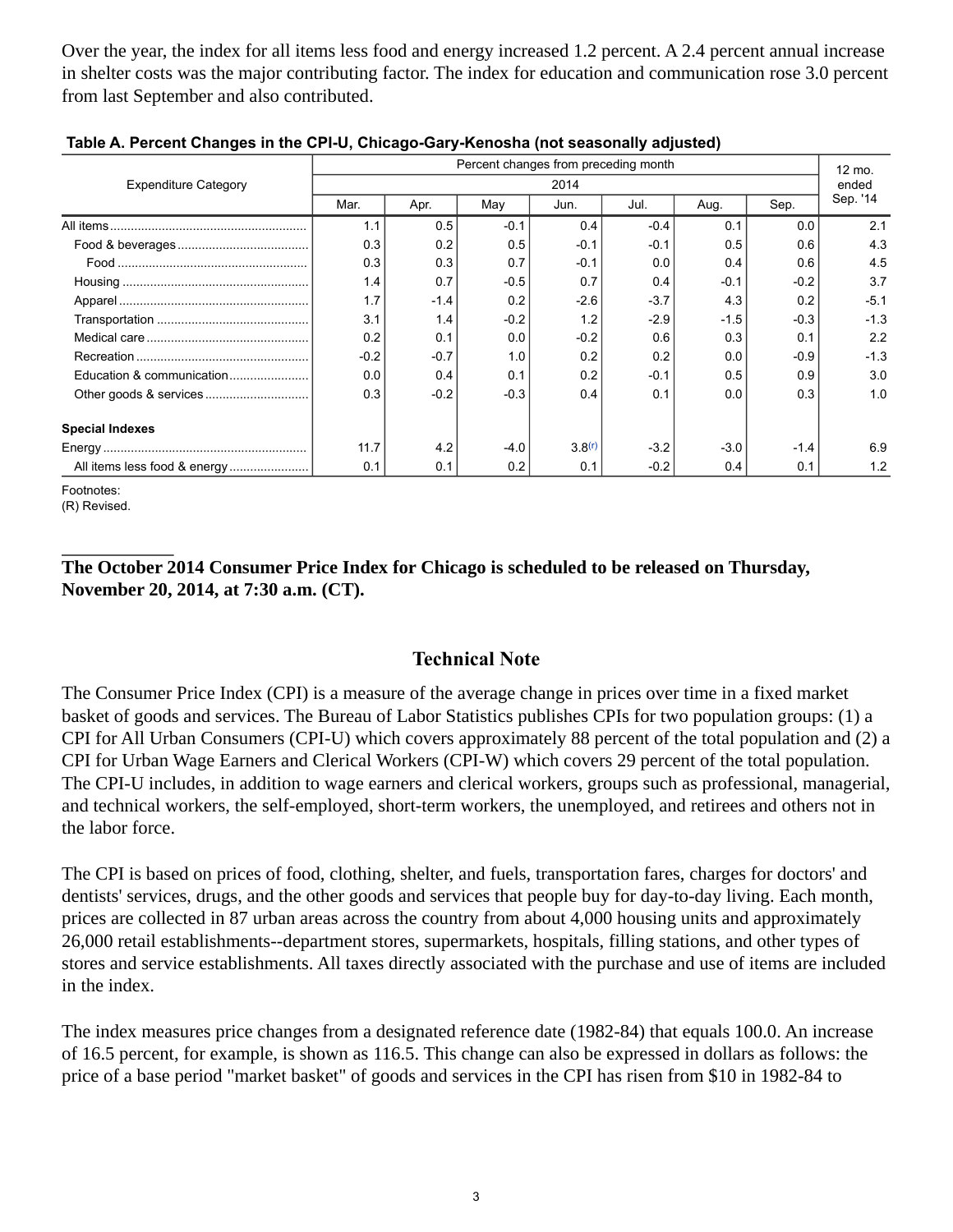Over the year, the index for all items less food and energy increased 1.2 percent. A 2.4 percent annual increase in shelter costs was the major contributing factor. The index for education and communication rose 3.0 percent from last September and also contributed.

**Table A. Percent Changes in the CPI-U, Chicago-Gary-Kenosha (not seasonally adjusted)**

| Expenditure Category | Percent changes from preceding month | | | | | | | 12 mo. ended Sep. '14 |
|---|---|---|---|---|---|---|---|---|
| | 2014 | | | | | | | |
| | Mar. | Apr. | May | Jun. | Jul. | Aug. | Sep. | |
| All items | 1.1 | 0.5 | -0.1 | 0.4 | -0.4 | 0.1 | 0.0 | 2.1 |
| Food & beverages | 0.3 | 0.2 | 0.5 | -0.1 | -0.1 | 0.5 | 0.6 | 4.3 |
| Food | 0.3 | 0.3 | 0.7 | -0.1 | 0.0 | 0.4 | 0.6 | 4.5 |
| Housing | 1.4 | 0.7 | -0.5 | 0.7 | 0.4 | -0.1 | -0.2 | 3.7 |
| Apparel | 1.7 | -1.4 | 0.2 | -2.6 | -3.7 | 4.3 | 0.2 | -5.1 |
| Transportation | 3.1 | 1.4 | -0.2 | 1.2 | -2.9 | -1.5 | -0.3 | -1.3 |
| Medical care | 0.2 | 0.1 | 0.0 | -0.2 | 0.6 | 0.3 | 0.1 | 2.2 |
| Recreation | -0.2 | -0.7 | 1.0 | 0.2 | 0.2 | 0.0 | -0.9 | -1.3 |
| Education & communication | 0.0 | 0.4 | 0.1 | 0.2 | -0.1 | 0.5 | 0.9 | 3.0 |
| Other goods & services | 0.3 | -0.2 | -0.3 | 0.4 | 0.1 | 0.0 | 0.3 | 1.0 |
| **Special Indexes** | | | | | | | | |
| Energy | 11.7 | 4.2 | -4.0 | 3.8(r) | -3.2 | -3.0 | -1.4 | 6.9 |
| All items less food & energy | 0.1 | 0.1 | 0.2 | 0.1 | -0.2 | 0.4 | 0.1 | 1.2 |

Footnotes:
(R) Revised.

**The October 2014 Consumer Price Index for Chicago is scheduled to be released on Thursday, November 20, 2014, at 7:30 a.m. (CT).**

## Technical Note

The Consumer Price Index (CPI) is a measure of the average change in prices over time in a fixed market basket of goods and services. The Bureau of Labor Statistics publishes CPIs for two population groups: (1) a CPI for All Urban Consumers (CPI-U) which covers approximately 88 percent of the total population and (2) a CPI for Urban Wage Earners and Clerical Workers (CPI-W) which covers 29 percent of the total population. The CPI-U includes, in addition to wage earners and clerical workers, groups such as professional, managerial, and technical workers, the self-employed, short-term workers, the unemployed, and retirees and others not in the labor force.

The CPI is based on prices of food, clothing, shelter, and fuels, transportation fares, charges for doctors' and dentists' services, drugs, and the other goods and services that people buy for day-to-day living. Each month, prices are collected in 87 urban areas across the country from about 4,000 housing units and approximately 26,000 retail establishments--department stores, supermarkets, hospitals, filling stations, and other types of stores and service establishments. All taxes directly associated with the purchase and use of items are included in the index.

The index measures price changes from a designated reference date (1982-84) that equals 100.0. An increase of 16.5 percent, for example, is shown as 116.5. This change can also be expressed in dollars as follows: the price of a base period "market basket" of goods and services in the CPI has risen from $10 in 1982-84 to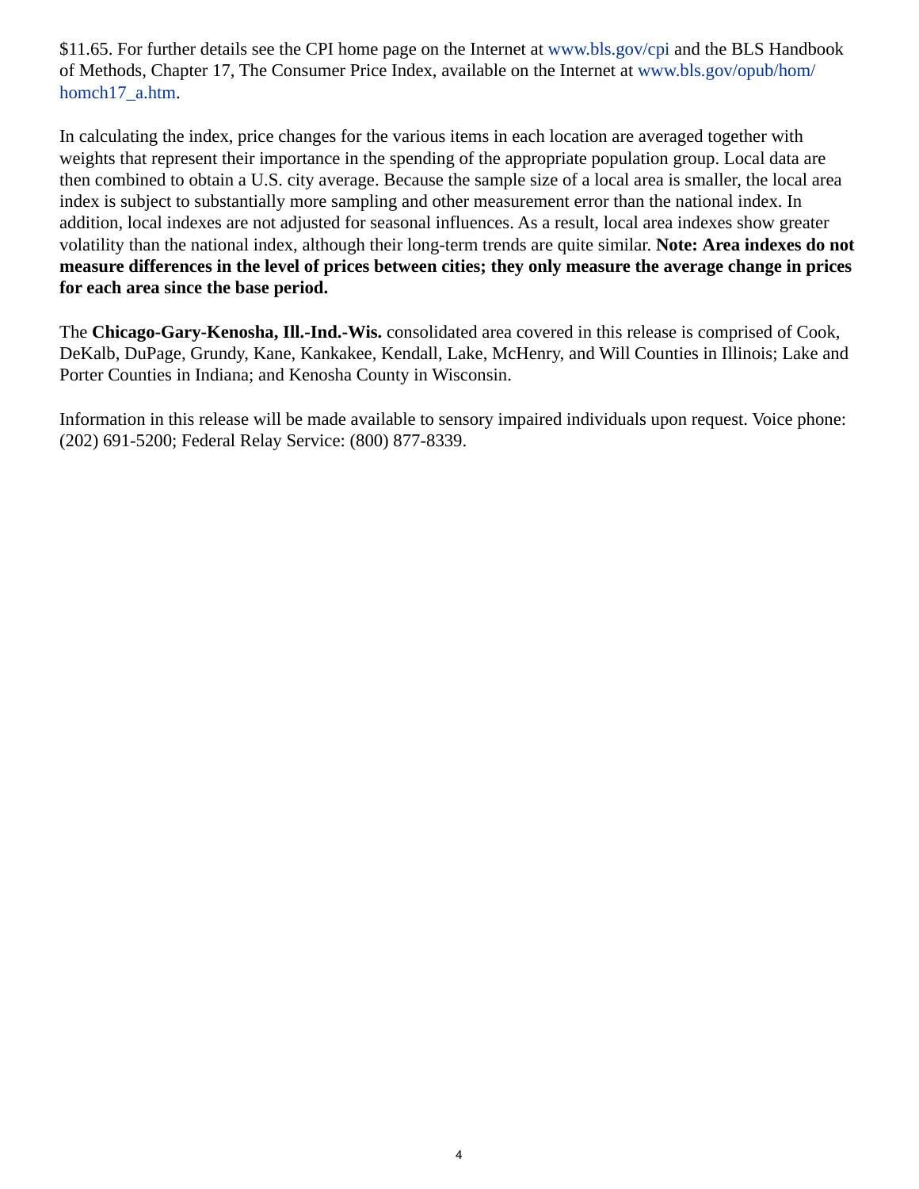$11.65. For further details see the CPI home page on the Internet at www.bls.gov/cpi and the BLS Handbook of Methods, Chapter 17, The Consumer Price Index, available on the Internet at www.bls.gov/opub/hom/homch17_a.htm.

In calculating the index, price changes for the various items in each location are averaged together with weights that represent their importance in the spending of the appropriate population group. Local data are then combined to obtain a U.S. city average. Because the sample size of a local area is smaller, the local area index is subject to substantially more sampling and other measurement error than the national index. In addition, local indexes are not adjusted for seasonal influences. As a result, local area indexes show greater volatility than the national index, although their long-term trends are quite similar. **Note: Area indexes do not measure differences in the level of prices between cities; they only measure the average change in prices for each area since the base period.**

The **Chicago-Gary-Kenosha, Ill.-Ind.-Wis.** consolidated area covered in this release is comprised of Cook, DeKalb, DuPage, Grundy, Kane, Kankakee, Kendall, Lake, McHenry, and Will Counties in Illinois; Lake and Porter Counties in Indiana; and Kenosha County in Wisconsin.

Information in this release will be made available to sensory impaired individuals upon request. Voice phone: (202) 691-5200; Federal Relay Service: (800) 877-8339.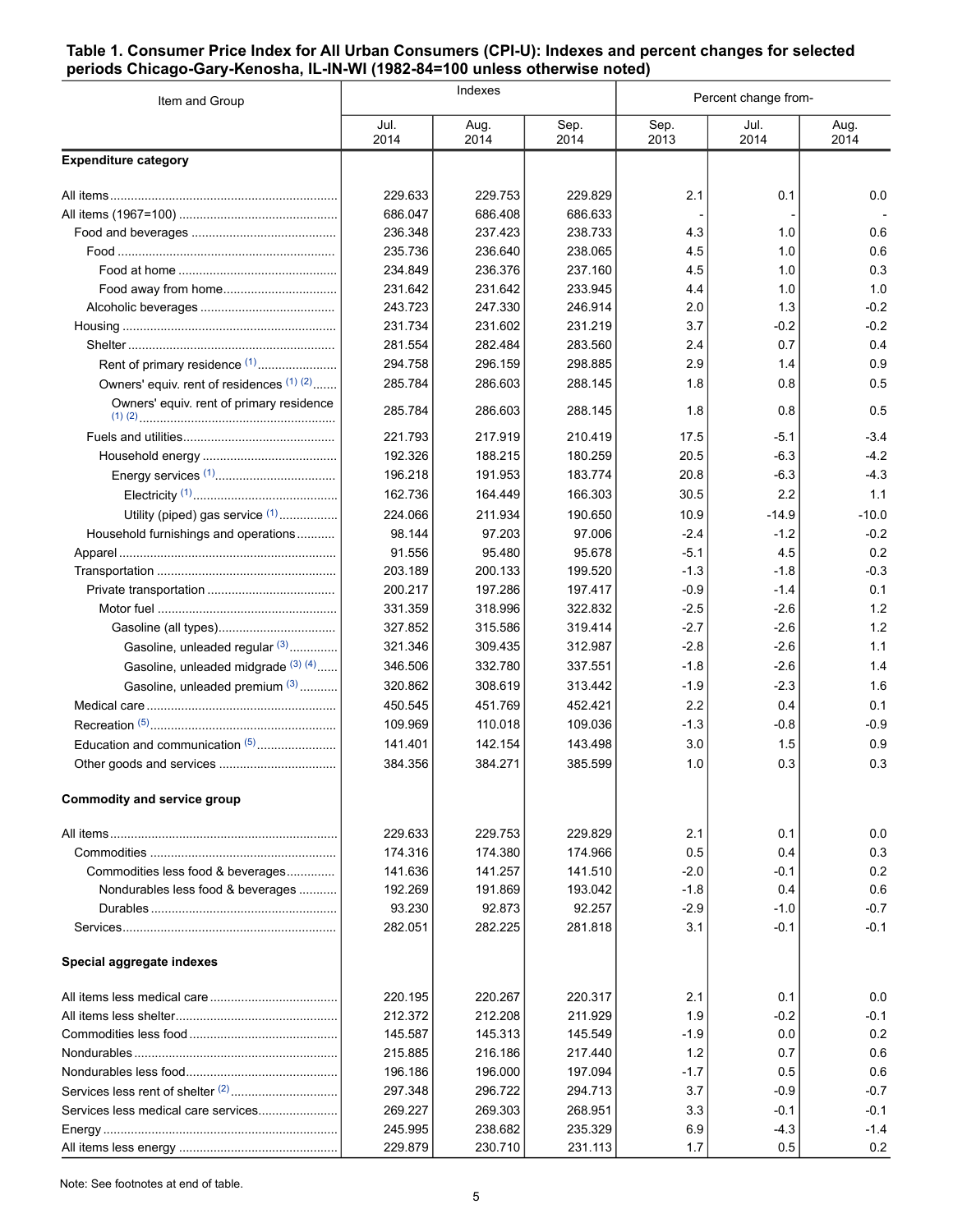**Table 1. Consumer Price Index for All Urban Consumers (CPI-U): Indexes and percent changes for selected periods Chicago-Gary-Kenosha, IL-IN-WI (1982-84=100 unless otherwise noted)**

| Item and Group | Indexes | | | Percent change from- | | |
|---|---|---|---|---|---|---|
| | Jul. 2014 | Aug. 2014 | Sep. 2014 | Sep. 2013 | Jul. 2014 | Aug. 2014 |
| **Expenditure category** | | | | | | |
| All items | 229.633 | 229.753 | 229.829 | 2.1 | 0.1 | 0.0 |
| All items (1967=100) | 686.047 | 686.408 | 686.633 | - | - | - |
| Food and beverages | 236.348 | 237.423 | 238.733 | 4.3 | 1.0 | 0.6 |
| Food | 235.736 | 236.640 | 238.065 | 4.5 | 1.0 | 0.6 |
| Food at home | 234.849 | 236.376 | 237.160 | 4.5 | 1.0 | 0.3 |
| Food away from home | 231.642 | 231.642 | 233.945 | 4.4 | 1.0 | 1.0 |
| Alcoholic beverages | 243.723 | 247.330 | 246.914 | 2.0 | 1.3 | -0.2 |
| Housing | 231.734 | 231.602 | 231.219 | 3.7 | -0.2 | -0.2 |
| Shelter | 281.554 | 282.484 | 283.560 | 2.4 | 0.7 | 0.4 |
| Rent of primary residence (1) | 294.758 | 296.159 | 298.885 | 2.9 | 1.4 | 0.9 |
| Owners' equiv. rent of residences (1) (2) | 285.784 | 286.603 | 288.145 | 1.8 | 0.8 | 0.5 |
| Owners' equiv. rent of primary residence (1) (2) | 285.784 | 286.603 | 288.145 | 1.8 | 0.8 | 0.5 |
| Fuels and utilities | 221.793 | 217.919 | 210.419 | 17.5 | -5.1 | -3.4 |
| Household energy | 192.326 | 188.215 | 180.259 | 20.5 | -6.3 | -4.2 |
| Energy services (1) | 196.218 | 191.953 | 183.774 | 20.8 | -6.3 | -4.3 |
| Electricity (1) | 162.736 | 164.449 | 166.303 | 30.5 | 2.2 | 1.1 |
| Utility (piped) gas service (1) | 224.066 | 211.934 | 190.650 | 10.9 | -14.9 | -10.0 |
| Household furnishings and operations | 98.144 | 97.203 | 97.006 | -2.4 | -1.2 | -0.2 |
| Apparel | 91.556 | 95.480 | 95.678 | -5.1 | 4.5 | 0.2 |
| Transportation | 203.189 | 200.133 | 199.520 | -1.3 | -1.8 | -0.3 |
| Private transportation | 200.217 | 197.286 | 197.417 | -0.9 | -1.4 | 0.1 |
| Motor fuel | 331.359 | 318.996 | 322.832 | -2.5 | -2.6 | 1.2 |
| Gasoline (all types) | 327.852 | 315.586 | 319.414 | -2.7 | -2.6 | 1.2 |
| Gasoline, unleaded regular (3) | 321.346 | 309.435 | 312.987 | -2.8 | -2.6 | 1.1 |
| Gasoline, unleaded midgrade (3) (4) | 346.506 | 332.780 | 337.551 | -1.8 | -2.6 | 1.4 |
| Gasoline, unleaded premium (3) | 320.862 | 308.619 | 313.442 | -1.9 | -2.3 | 1.6 |
| Medical care | 450.545 | 451.769 | 452.421 | 2.2 | 0.4 | 0.1 |
| Recreation (5) | 109.969 | 110.018 | 109.036 | -1.3 | -0.8 | -0.9 |
| Education and communication (5) | 141.401 | 142.154 | 143.498 | 3.0 | 1.5 | 0.9 |
| Other goods and services | 384.356 | 384.271 | 385.599 | 1.0 | 0.3 | 0.3 |
| **Commodity and service group** | | | | | | |
| All items | 229.633 | 229.753 | 229.829 | 2.1 | 0.1 | 0.0 |
| Commodities | 174.316 | 174.380 | 174.966 | 0.5 | 0.4 | 0.3 |
| Commodities less food & beverages | 141.636 | 141.257 | 141.510 | -2.0 | -0.1 | 0.2 |
| Nondurables less food & beverages | 192.269 | 191.869 | 193.042 | -1.8 | 0.4 | 0.6 |
| Durables | 93.230 | 92.873 | 92.257 | -2.9 | -1.0 | -0.7 |
| Services | 282.051 | 282.225 | 281.818 | 3.1 | -0.1 | -0.1 |
| **Special aggregate indexes** | | | | | | |
| All items less medical care | 220.195 | 220.267 | 220.317 | 2.1 | 0.1 | 0.0 |
| All items less shelter | 212.372 | 212.208 | 211.929 | 1.9 | -0.2 | -0.1 |
| Commodities less food | 145.587 | 145.313 | 145.549 | -1.9 | 0.0 | 0.2 |
| Nondurables | 215.885 | 216.186 | 217.440 | 1.2 | 0.7 | 0.6 |
| Nondurables less food | 196.186 | 196.000 | 197.094 | -1.7 | 0.5 | 0.6 |
| Services less rent of shelter (2) | 297.348 | 296.722 | 294.713 | 3.7 | -0.9 | -0.7 |
| Services less medical care services | 269.227 | 269.303 | 268.951 | 3.3 | -0.1 | -0.1 |
| Energy | 245.995 | 238.682 | 235.329 | 6.9 | -4.3 | -1.4 |
| All items less energy | 229.879 | 230.710 | 231.113 | 1.7 | 0.5 | 0.2 |

Note: See footnotes at end of table.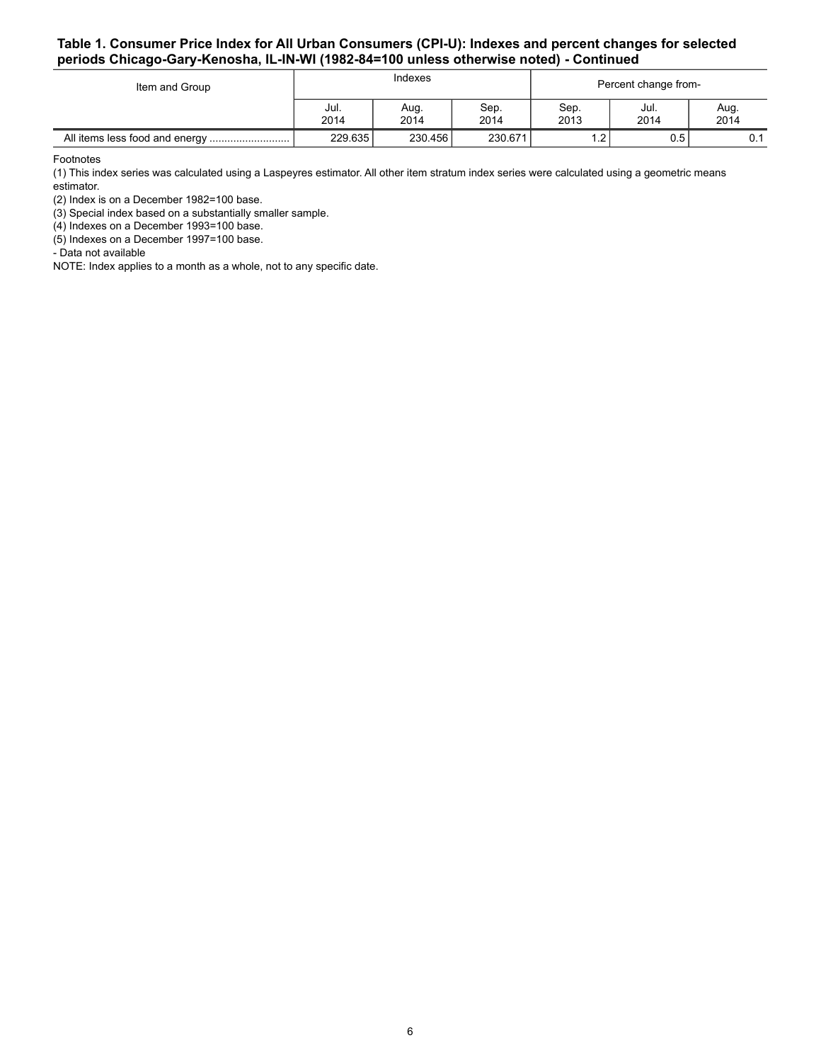**Table 1. Consumer Price Index for All Urban Consumers (CPI-U): Indexes and percent changes for selected periods Chicago-Gary-Kenosha, IL-IN-WI (1982-84=100 unless otherwise noted) - Continued**

| Item and Group | Indexes | | | Percent change from- | | |
|---|---|---|---|---|---|---|
| | Jul. 2014 | Aug. 2014 | Sep. 2014 | Sep. 2013 | Jul. 2014 | Aug. 2014 |
| All items less food and energy .......................... | 229.635 | 230.456 | 230.671 | 1.2 | 0.5 | 0.1 |

Footnotes

(1) This index series was calculated using a Laspeyres estimator. All other item stratum index series were calculated using a geometric means estimator.

(2) Index is on a December 1982=100 base.

(3) Special index based on a substantially smaller sample.

(4) Indexes on a December 1993=100 base.

(5) Indexes on a December 1997=100 base.

- Data not available

NOTE: Index applies to a month as a whole, not to any specific date.